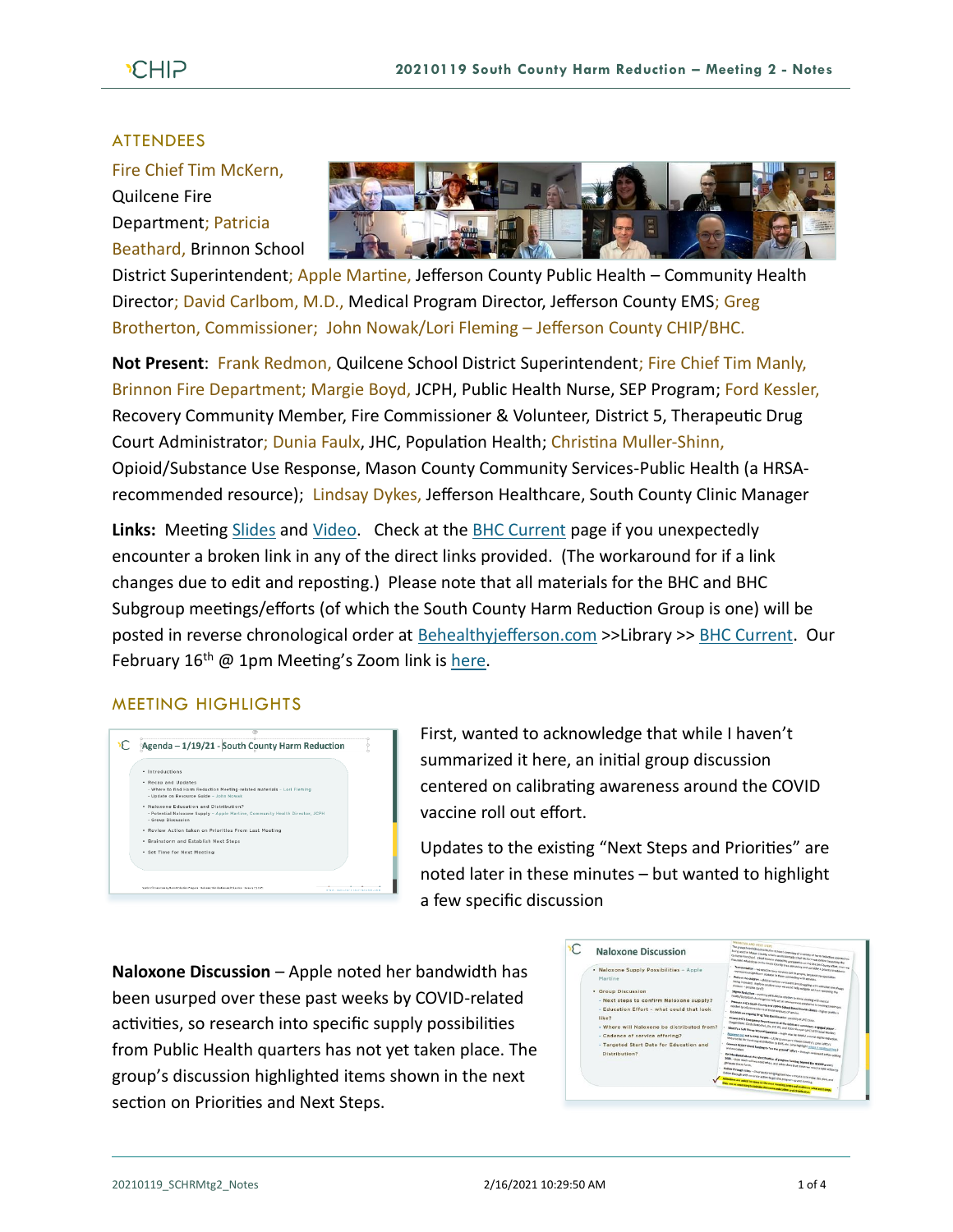## ATTENDEES

Fire Chief Tim McKern, Quilcene Fire Department; Patricia Beathard, Brinnon School District Superintendent; Apple Martine, Jefferson County Public Health – Community Health Director; David Carlbom, M.D., Medical Program Director, Jefferson County EMS; Greg Brotherton, Commissioner; John Nowak/Lori Fleming – Jefferson County CHIP/BHC.

**Not Present**: Frank Redmon, Quilcene School District Superintendent; Fire Chief Tim Manly, Brinnon Fire Department; Margie Boyd, JCPH, Public Health Nurse, SEP Program; Ford Kessler, Recovery Community Member, Fire Commissioner & Volunteer, District 5, Therapeutic Drug Court Administrator; Dunia Faulx, JHC, Population Health; Christina Muller-Shinn, Opioid/Substance Use Response, Mason County Community Services-Public Health (a HRSA-recommended resource); Lindsay Dykes, Jefferson Healthcare, South County Clinic Manager

**Links:** Meeting Slides and Video. Check at the BHC Current page if you unexpectedly encounter a broken link in any of the direct links provided. (The workaround for if a link changes due to edit and reposting.) Please note that all materials for the BHC and BHC Subgroup meetings/efforts (of which the South County Harm Reduction Group is one) will be posted in reverse chronological order at Behealthyjefferson.com >>Library >> BHC Current. Our February 16th @ 1pm Meeting's Zoom link is here.

## MEETING HIGHLIGHTS

First, wanted to acknowledge that while I haven't summarized it here, an initial group discussion centered on calibrating awareness around the COVID vaccine roll out effort.

Updates to the existing "Next Steps and Priorities" are noted later in these minutes – but wanted to highlight a few specific discussion

**Naloxone Discussion** – Apple noted her bandwidth has been usurped over these past weeks by COVID-related activities, so research into specific supply possibilities from Public Health quarters has not yet taken place. The group's discussion highlighted items shown in the next section on Priorities and Next Steps.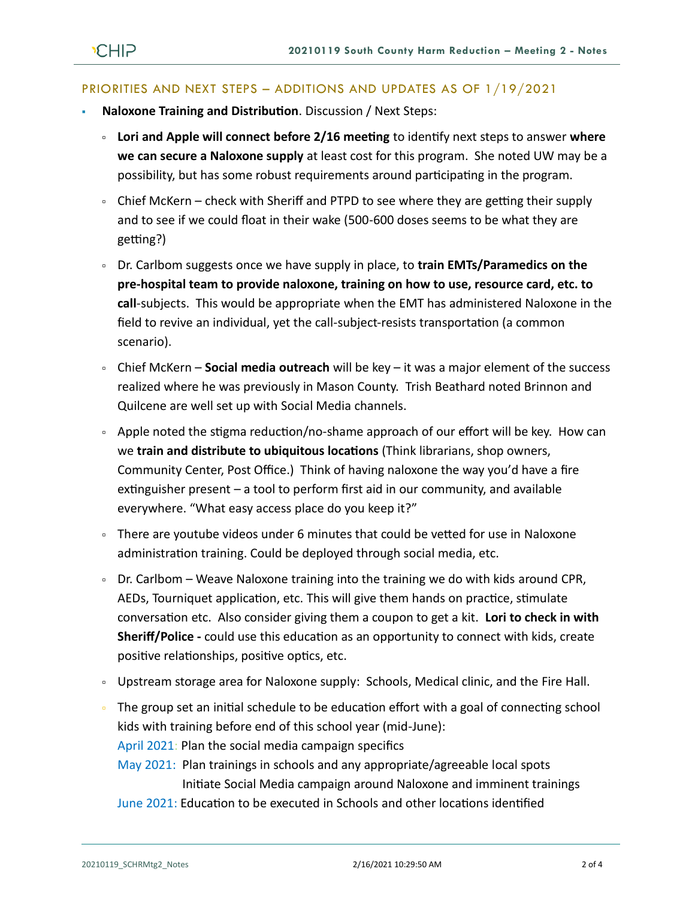## PRIORITIES AND NEXT STEPS – ADDITIONS AND UPDATES AS OF 1/19/2021

- **Naloxone Training and Distribution**. Discussion / Next Steps:
  - **Lori and Apple will connect before 2/16 meeting** to identify next steps to answer **where we can secure a Naloxone supply** at least cost for this program. She noted UW may be a possibility, but has some robust requirements around participating in the program.
  - Chief McKern – check with Sheriff and PTPD to see where they are getting their supply and to see if we could float in their wake (500-600 doses seems to be what they are getting?)
  - Dr. Carlbom suggests once we have supply in place, to **train EMTs/Paramedics on the pre-hospital team to provide naloxone, training on how to use, resource card, etc. to call**-subjects. This would be appropriate when the EMT has administered Naloxone in the field to revive an individual, yet the call-subject-resists transportation (a common scenario).
  - Chief McKern – **Social media outreach** will be key – it was a major element of the success realized where he was previously in Mason County. Trish Beathard noted Brinnon and Quilcene are well set up with Social Media channels.
  - Apple noted the stigma reduction/no-shame approach of our effort will be key. How can we **train and distribute to ubiquitous locations** (Think librarians, shop owners, Community Center, Post Office.) Think of having naloxone the way you'd have a fire extinguisher present – a tool to perform first aid in our community, and available everywhere. "What easy access place do you keep it?"
  - There are youtube videos under 6 minutes that could be vetted for use in Naloxone administration training. Could be deployed through social media, etc.
  - Dr. Carlbom – Weave Naloxone training into the training we do with kids around CPR, AEDs, Tourniquet application, etc. This will give them hands on practice, stimulate conversation etc. Also consider giving them a coupon to get a kit. **Lori to check in with Sheriff/Police -** could use this education as an opportunity to connect with kids, create positive relationships, positive optics, etc.
  - Upstream storage area for Naloxone supply: Schools, Medical clinic, and the Fire Hall.
  - The group set an initial schedule to be education effort with a goal of connecting school kids with training before end of this school year (mid-June):
    - April 2021: Plan the social media campaign specifics
    - May 2021: Plan trainings in schools and any appropriate/agreeable local spots
      Initiate Social Media campaign around Naloxone and imminent trainings
    - June 2021: Education to be executed in Schools and other locations identified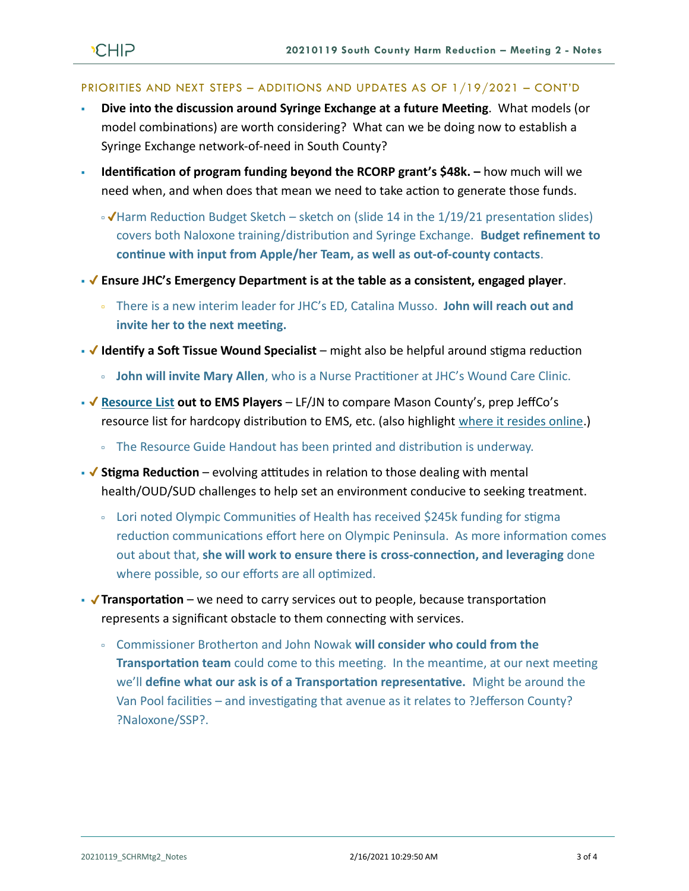## PRIORITIES AND NEXT STEPS – ADDITIONS AND UPDATES AS OF 1/19/2021 – CONT'D

- **Dive into the discussion around Syringe Exchange at a future Meeting**. What models (or model combinations) are worth considering? What can we be doing now to establish a Syringe Exchange network-of-need in South County?
- **Identification of program funding beyond the RCORP grant's $48k. –** how much will we need when, and when does that mean we need to take action to generate those funds.
  - ✔Harm Reduction Budget Sketch – sketch on (slide 14 in the 1/19/21 presentation slides) covers both Naloxone training/distribution and Syringe Exchange. **Budget refinement to continue with input from Apple/her Team, as well as out-of-county contacts**.
- ✔ **Ensure JHC's Emergency Department is at the table as a consistent, engaged player**.
  - There is a new interim leader for JHC's ED, Catalina Musso. **John will reach out and invite her to the next meeting.**
- ✔ **Identify a Soft Tissue Wound Specialist** – might also be helpful around stigma reduction
  - **John will invite Mary Allen**, who is a Nurse Practitioner at JHC's Wound Care Clinic.
- ✔ **Resource List out to EMS Players** – LF/JN to compare Mason County's, prep JeffCo's resource list for hardcopy distribution to EMS, etc. (also highlight where it resides online.)
  - The Resource Guide Handout has been printed and distribution is underway.
- ✔ **Stigma Reduction** – evolving attitudes in relation to those dealing with mental health/OUD/SUD challenges to help set an environment conducive to seeking treatment.
  - Lori noted Olympic Communities of Health has received $245k funding for stigma reduction communications effort here on Olympic Peninsula. As more information comes out about that, **she will work to ensure there is cross-connection, and leveraging** done where possible, so our efforts are all optimized.
- ✔ **Transportation** – we need to carry services out to people, because transportation represents a significant obstacle to them connecting with services.
  - Commissioner Brotherton and John Nowak **will consider who could from the Transportation team** could come to this meeting. In the meantime, at our next meeting we'll **define what our ask is of a Transportation representative.** Might be around the Van Pool facilities – and investigating that avenue as it relates to ?Jefferson County? ?Naloxone/SSP?.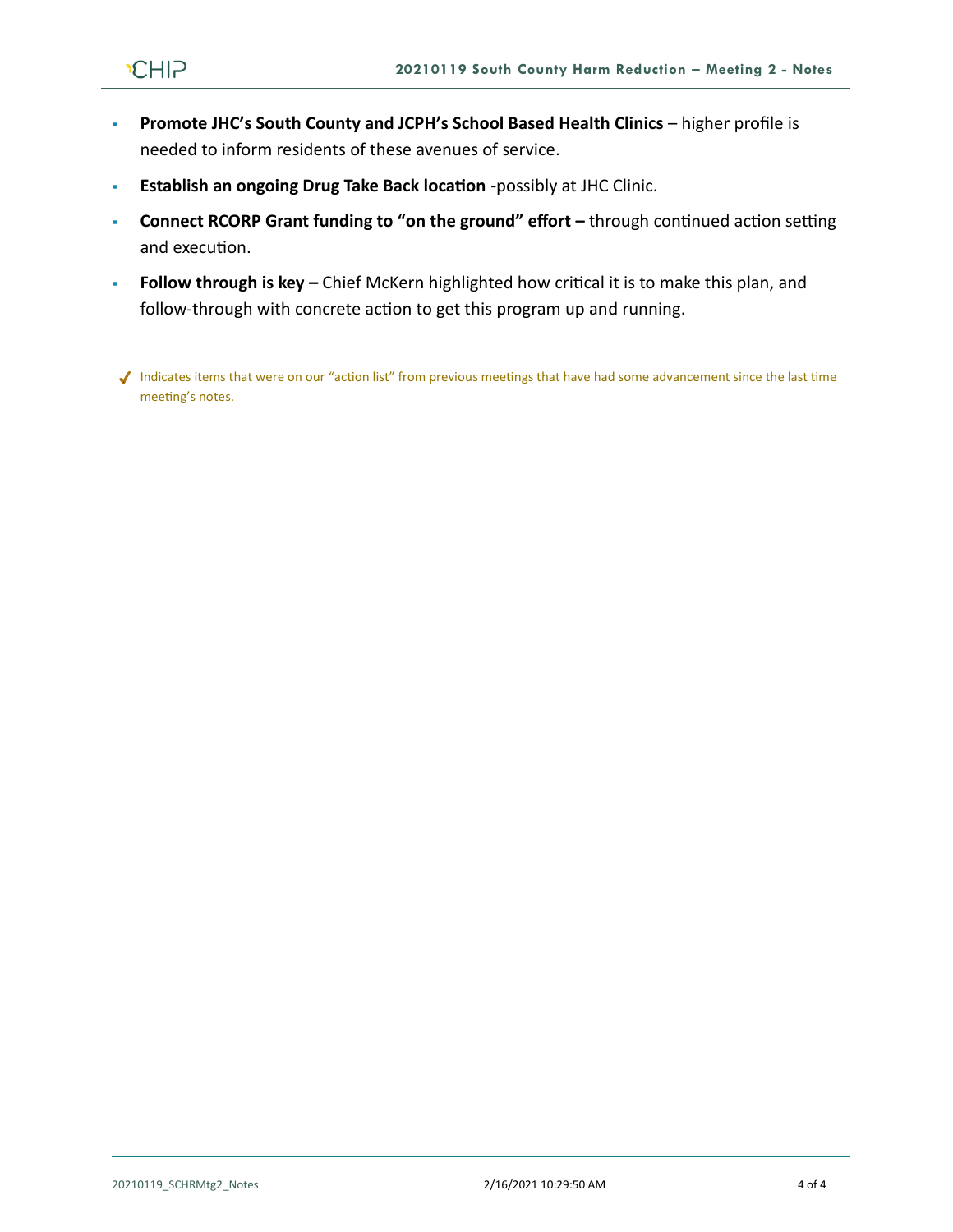- **Promote JHC's South County and JCPH's School Based Health Clinics** – higher profile is needed to inform residents of these avenues of service.
- **Establish an ongoing Drug Take Back location** -possibly at JHC Clinic.
- **Connect RCORP Grant funding to "on the ground" effort –** through continued action setting and execution.
- **Follow through is key –** Chief McKern highlighted how critical it is to make this plan, and follow-through with concrete action to get this program up and running.

✓ Indicates items that were on our "action list" from previous meetings that have had some advancement since the last time meeting's notes.